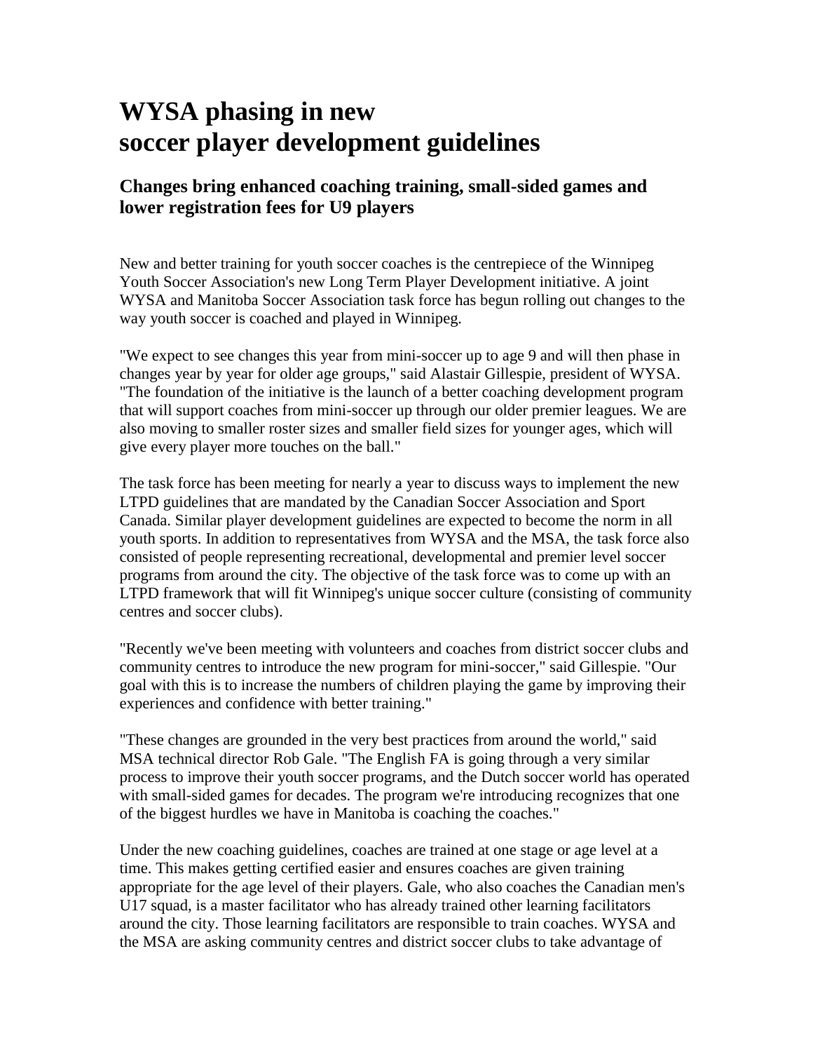# WYSA phasing in new soccer player development guidelines

## Changes bring enhanced coaching training, small-sided games and lower registration fees for U9 players

New and better training for youth soccer coaches is the centrepiece of the Winnipeg Youth Soccer Association's new Long Term Player Development initiative. A joint WYSA and Manitoba Soccer Association task force has begun rolling out changes to the way youth soccer is coached and played in Winnipeg.

"We expect to see changes this year from mini-soccer up to age 9 and will then phase in changes year by year for older age groups," said Alastair Gillespie, president of WYSA. "The foundation of the initiative is the launch of a better coaching development program that will support coaches from mini-soccer up through our older premier leagues. We are also moving to smaller roster sizes and smaller field sizes for younger ages, which will give every player more touches on the ball."

The task force has been meeting for nearly a year to discuss ways to implement the new LTPD guidelines that are mandated by the Canadian Soccer Association and Sport Canada. Similar player development guidelines are expected to become the norm in all youth sports. In addition to representatives from WYSA and the MSA, the task force also consisted of people representing recreational, developmental and premier level soccer programs from around the city. The objective of the task force was to come up with an LTPD framework that will fit Winnipeg's unique soccer culture (consisting of community centres and soccer clubs).

"Recently we've been meeting with volunteers and coaches from district soccer clubs and community centres to introduce the new program for mini-soccer," said Gillespie. "Our goal with this is to increase the numbers of children playing the game by improving their experiences and confidence with better training."

"These changes are grounded in the very best practices from around the world," said MSA technical director Rob Gale. "The English FA is going through a very similar process to improve their youth soccer programs, and the Dutch soccer world has operated with small-sided games for decades. The program we're introducing recognizes that one of the biggest hurdles we have in Manitoba is coaching the coaches."

Under the new coaching guidelines, coaches are trained at one stage or age level at a time. This makes getting certified easier and ensures coaches are given training appropriate for the age level of their players. Gale, who also coaches the Canadian men's U17 squad, is a master facilitator who has already trained other learning facilitators around the city. Those learning facilitators are responsible to train coaches. WYSA and the MSA are asking community centres and district soccer clubs to take advantage of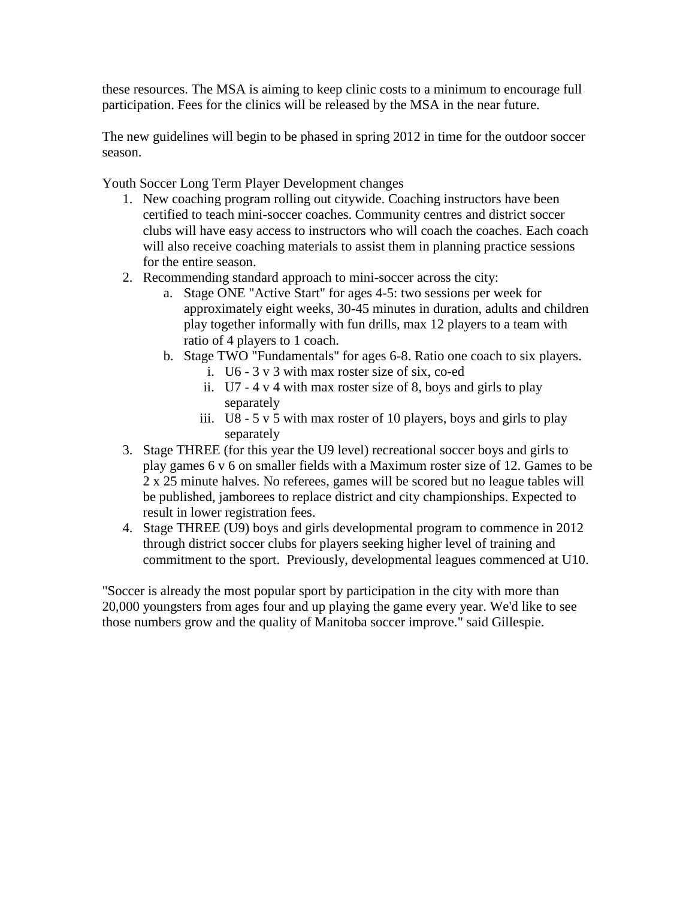these resources. The MSA is aiming to keep clinic costs to a minimum to encourage full participation. Fees for the clinics will be released by the MSA in the near future.

The new guidelines will begin to be phased in spring 2012 in time for the outdoor soccer season.

Youth Soccer Long Term Player Development changes

1. New coaching program rolling out citywide. Coaching instructors have been certified to teach mini-soccer coaches. Community centres and district soccer clubs will have easy access to instructors who will coach the coaches. Each coach will also receive coaching materials to assist them in planning practice sessions for the entire season.
2. Recommending standard approach to mini-soccer across the city:
   a. Stage ONE "Active Start" for ages 4-5: two sessions per week for approximately eight weeks, 30-45 minutes in duration, adults and children play together informally with fun drills, max 12 players to a team with ratio of 4 players to 1 coach.
   b. Stage TWO "Fundamentals" for ages 6-8. Ratio one coach to six players.
      i. U6 - 3 v 3 with max roster size of six, co-ed
      ii. U7 - 4 v 4 with max roster size of 8, boys and girls to play separately
      iii. U8 - 5 v 5 with max roster of 10 players, boys and girls to play separately
3. Stage THREE (for this year the U9 level) recreational soccer boys and girls to play games 6 v 6 on smaller fields with a Maximum roster size of 12. Games to be 2 x 25 minute halves. No referees, games will be scored but no league tables will be published, jamborees to replace district and city championships. Expected to result in lower registration fees.
4. Stage THREE (U9) boys and girls developmental program to commence in 2012 through district soccer clubs for players seeking higher level of training and commitment to the sport. Previously, developmental leagues commenced at U10.

"Soccer is already the most popular sport by participation in the city with more than 20,000 youngsters from ages four and up playing the game every year. We'd like to see those numbers grow and the quality of Manitoba soccer improve." said Gillespie.